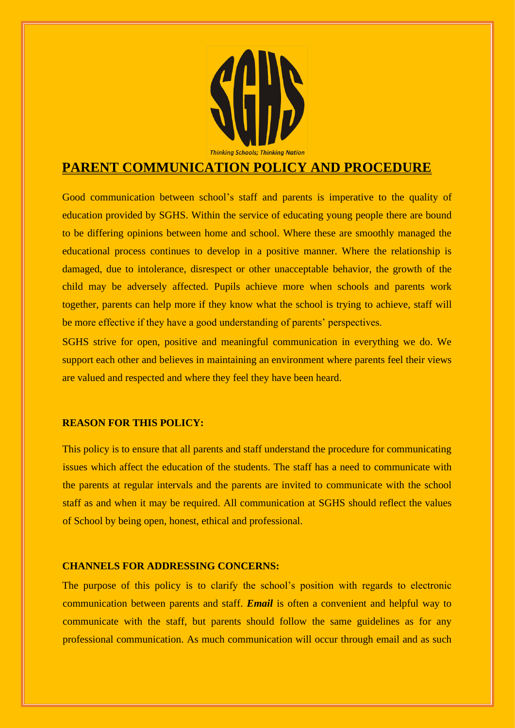Thinking Schools; Thinking Nation

# PARENT COMMUNICATION POLICY AND PROCEDURE

Good communication between school's staff and parents is imperative to the quality of education provided by SGHS. Within the service of educating young people there are bound to be differing opinions between home and school. Where these are smoothly managed the educational process continues to develop in a positive manner. Where the relationship is damaged, due to intolerance, disrespect or other unacceptable behavior, the growth of the child may be adversely affected. Pupils achieve more when schools and parents work together, parents can help more if they know what the school is trying to achieve, staff will be more effective if they have a good understanding of parents' perspectives.

SGHS strive for open, positive and meaningful communication in everything we do. We support each other and believes in maintaining an environment where parents feel their views are valued and respected and where they feel they have been heard.

## REASON FOR THIS POLICY:

This policy is to ensure that all parents and staff understand the procedure for communicating issues which affect the education of the students. The staff has a need to communicate with the parents at regular intervals and the parents are invited to communicate with the school staff as and when it may be required. All communication at SGHS should reflect the values of School by being open, honest, ethical and professional.

## CHANNELS FOR ADDRESSING CONCERNS:

The purpose of this policy is to clarify the school's position with regards to electronic communication between parents and staff. ***Email*** is often a convenient and helpful way to communicate with the staff, but parents should follow the same guidelines as for any professional communication. As much communication will occur through email and as such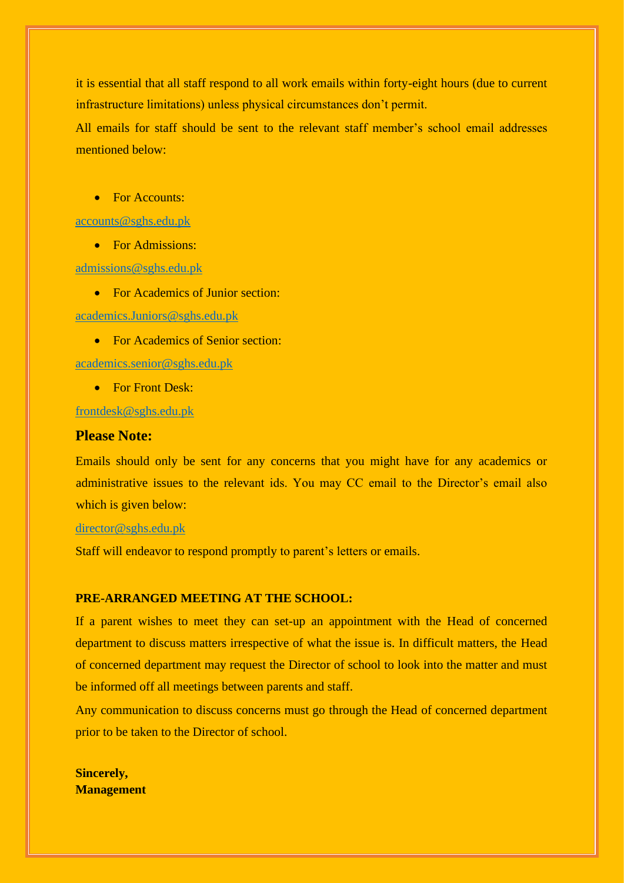it is essential that all staff respond to all work emails within forty-eight hours (due to current infrastructure limitations) unless physical circumstances don't permit.

All emails for staff should be sent to the relevant staff member's school email addresses mentioned below:

- For Accounts:

accounts@sghs.edu.pk

- For Admissions:

admissions@sghs.edu.pk

- For Academics of Junior section:

academics.Juniors@sghs.edu.pk

- For Academics of Senior section:

academics.senior@sghs.edu.pk

- For Front Desk:

frontdesk@sghs.edu.pk

### Please Note:

Emails should only be sent for any concerns that you might have for any academics or administrative issues to the relevant ids. You may CC email to the Director's email also which is given below:

director@sghs.edu.pk

Staff will endeavor to respond promptly to parent's letters or emails.

**PRE-ARRANGED MEETING AT THE SCHOOL:**

If a parent wishes to meet they can set-up an appointment with the Head of concerned department to discuss matters irrespective of what the issue is. In difficult matters, the Head of concerned department may request the Director of school to look into the matter and must be informed off all meetings between parents and staff.

Any communication to discuss concerns must go through the Head of concerned department prior to be taken to the Director of school.

**Sincerely,**
**Management**